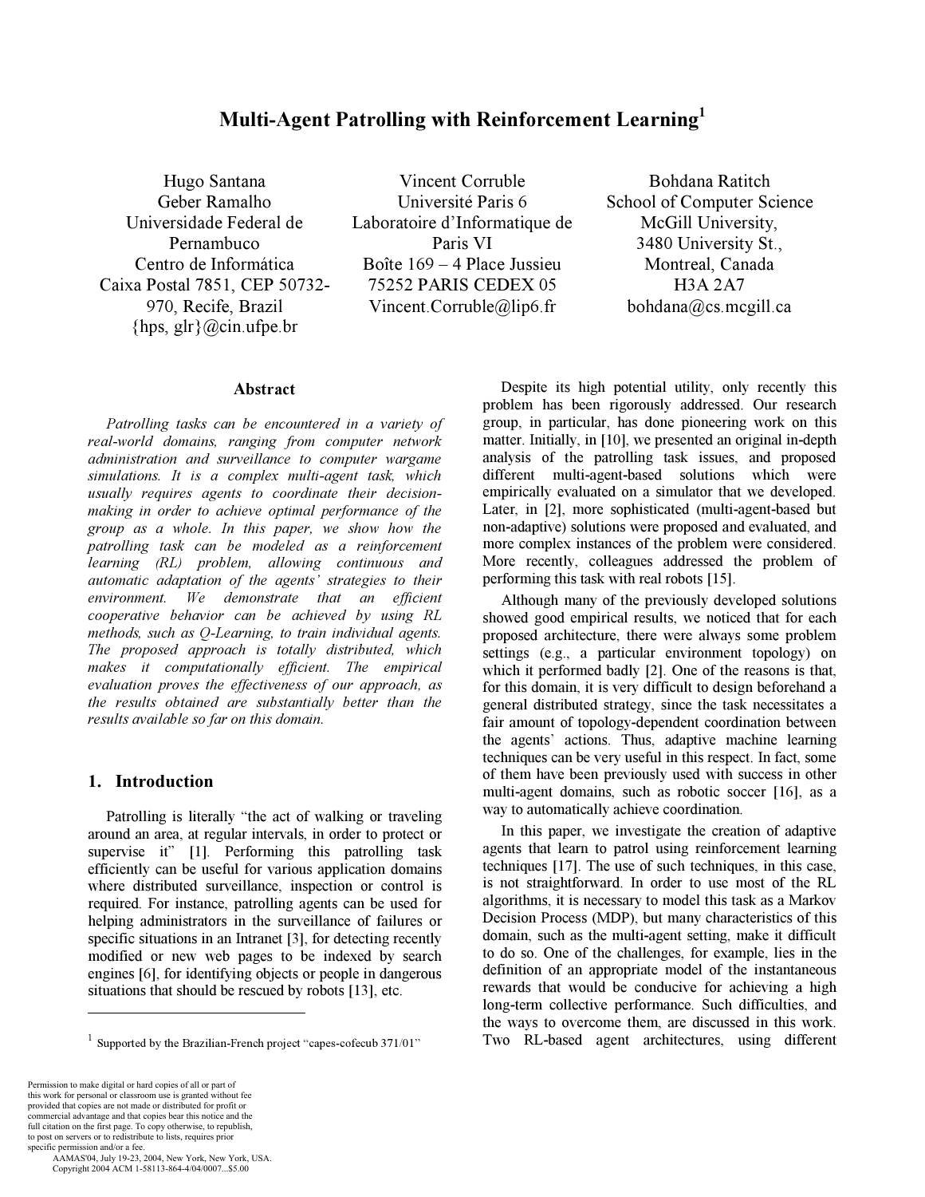# Multi-Agent Patrolling with Reinforcement Learning[1]

Hugo Santana
Geber Ramalho
Universidade Federal de Pernambuco
Centro de Informática
Caixa Postal 7851, CEP 50732-970, Recife, Brazil
{hps, glr}@cin.ufpe.br

Vincent Corruble
Université Paris 6
Laboratoire d'Informatique de Paris VI
Boîte 169 – 4 Place Jussieu
75252 PARIS CEDEX 05
Vincent.Corruble@lip6.fr

Bohdana Ratitch
School of Computer Science
McGill University,
3480 University St.,
Montreal, Canada
H3A 2A7
bohdana@cs.mcgill.ca

## Abstract

*Patrolling tasks can be encountered in a variety of real-world domains, ranging from computer network administration and surveillance to computer wargame simulations. It is a complex multi-agent task, which usually requires agents to coordinate their decision-making in order to achieve optimal performance of the group as a whole. In this paper, we show how the patrolling task can be modeled as a reinforcement learning (RL) problem, allowing continuous and automatic adaptation of the agents' strategies to their environment. We demonstrate that an efficient cooperative behavior can be achieved by using RL methods, such as Q-Learning, to train individual agents. The proposed approach is totally distributed, which makes it computationally efficient. The empirical evaluation proves the effectiveness of our approach, as the results obtained are substantially better than the results available so far on this domain.*

## 1. Introduction

Patrolling is literally "the act of walking or traveling around an area, at regular intervals, in order to protect or supervise it" [1]. Performing this patrolling task efficiently can be useful for various application domains where distributed surveillance, inspection or control is required. For instance, patrolling agents can be used for helping administrators in the surveillance of failures or specific situations in an Intranet [3], for detecting recently modified or new web pages to be indexed by search engines [6], for identifying objects or people in dangerous situations that should be rescued by robots [13], etc.

Despite its high potential utility, only recently this problem has been rigorously addressed. Our research group, in particular, has done pioneering work on this matter. Initially, in [10], we presented an original in-depth analysis of the patrolling task issues, and proposed different multi-agent-based solutions which were empirically evaluated on a simulator that we developed. Later, in [2], more sophisticated (multi-agent-based but non-adaptive) solutions were proposed and evaluated, and more complex instances of the problem were considered. More recently, colleagues addressed the problem of performing this task with real robots [15].

Although many of the previously developed solutions showed good empirical results, we noticed that for each proposed architecture, there were always some problem settings (e.g., a particular environment topology) on which it performed badly [2]. One of the reasons is that, for this domain, it is very difficult to design beforehand a general distributed strategy, since the task necessitates a fair amount of topology-dependent coordination between the agents' actions. Thus, adaptive machine learning techniques can be very useful in this respect. In fact, some of them have been previously used with success in other multi-agent domains, such as robotic soccer [16], as a way to automatically achieve coordination.

In this paper, we investigate the creation of adaptive agents that learn to patrol using reinforcement learning techniques [17]. The use of such techniques, in this case, is not straightforward. In order to use most of the RL algorithms, it is necessary to model this task as a Markov Decision Process (MDP), but many characteristics of this domain, such as the multi-agent setting, make it difficult to do so. One of the challenges, for example, lies in the definition of an appropriate model of the instantaneous rewards that would be conducive for achieving a high long-term collective performance. Such difficulties, and the ways to overcome them, are discussed in this work. Two RL-based agent architectures, using different

[1] Supported by the Brazilian-French project "capes-cofecub 371/01"

Permission to make digital or hard copies of all or part of this work for personal or classroom use is granted without fee provided that copies are not made or distributed for profit or commercial advantage and that copies bear this notice and the full citation on the first page. To copy otherwise, to republish, to post on servers or to redistribute to lists, requires prior specific permission and/or a fee.
AAMAS'04, July 19-23, 2004, New York, New York, USA.
Copyright 2004 ACM 1-58113-864-4/04/0007...$5.00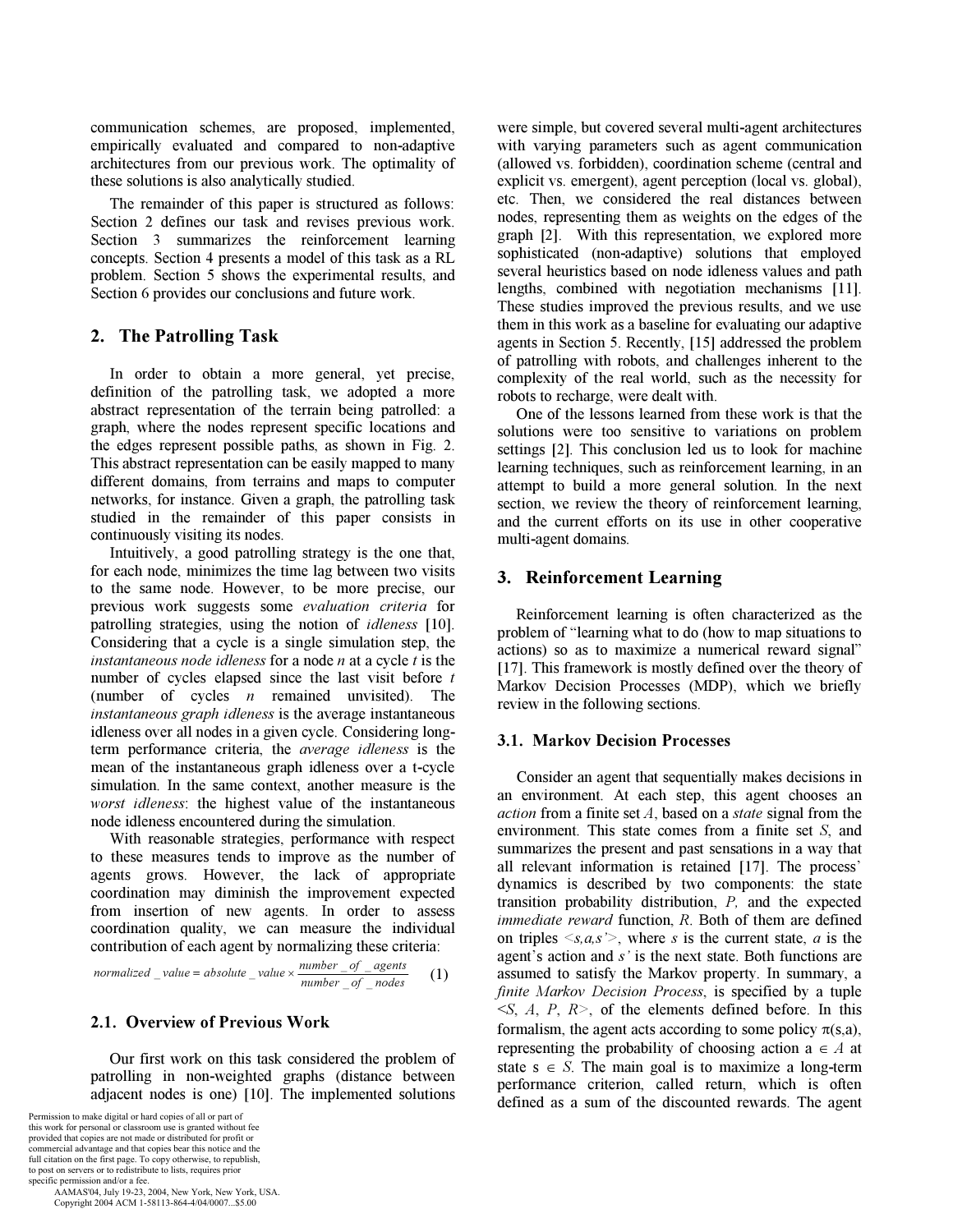communication schemes, are proposed, implemented, empirically evaluated and compared to non-adaptive architectures from our previous work. The optimality of these solutions is also analytically studied.

The remainder of this paper is structured as follows: Section 2 defines our task and revises previous work. Section 3 summarizes the reinforcement learning concepts. Section 4 presents a model of this task as a RL problem. Section 5 shows the experimental results, and Section 6 provides our conclusions and future work.

## 2. The Patrolling Task

In order to obtain a more general, yet precise, definition of the patrolling task, we adopted a more abstract representation of the terrain being patrolled: a graph, where the nodes represent specific locations and the edges represent possible paths, as shown in Fig. 2. This abstract representation can be easily mapped to many different domains, from terrains and maps to computer networks, for instance. Given a graph, the patrolling task studied in the remainder of this paper consists in continuously visiting its nodes.

Intuitively, a good patrolling strategy is the one that, for each node, minimizes the time lag between two visits to the same node. However, to be more precise, our previous work suggests some *evaluation criteria* for patrolling strategies, using the notion of *idleness* [10]. Considering that a cycle is a single simulation step, the *instantaneous node idleness* for a node *n* at a cycle *t* is the number of cycles elapsed since the last visit before *t* (number of cycles *n* remained unvisited). The *instantaneous graph idleness* is the average instantaneous idleness over all nodes in a given cycle. Considering long-term performance criteria, the *average idleness* is the mean of the instantaneous graph idleness over a t-cycle simulation. In the same context, another measure is the *worst idleness*: the highest value of the instantaneous node idleness encountered during the simulation.

With reasonable strategies, performance with respect to these measures tends to improve as the number of agents grows. However, the lack of appropriate coordination may diminish the improvement expected from insertion of new agents. In order to assess coordination quality, we can measure the individual contribution of each agent by normalizing these criteria:

$$normalized\_value = absolute\_value \times \frac{number\_of\_agents}{number\_of\_nodes} \quad (1)$$

### 2.1. Overview of Previous Work

Our first work on this task considered the problem of patrolling in non-weighted graphs (distance between adjacent nodes is one) [10]. The implemented solutions were simple, but covered several multi-agent architectures with varying parameters such as agent communication (allowed vs. forbidden), coordination scheme (central and explicit vs. emergent), agent perception (local vs. global), etc. Then, we considered the real distances between nodes, representing them as weights on the edges of the graph [2]. With this representation, we explored more sophisticated (non-adaptive) solutions that employed several heuristics based on node idleness values and path lengths, combined with negotiation mechanisms [11]. These studies improved the previous results, and we use them in this work as a baseline for evaluating our adaptive agents in Section 5. Recently, [15] addressed the problem of patrolling with robots, and challenges inherent to the complexity of the real world, such as the necessity for robots to recharge, were dealt with.

One of the lessons learned from these work is that the solutions were too sensitive to variations on problem settings [2]. This conclusion led us to look for machine learning techniques, such as reinforcement learning, in an attempt to build a more general solution. In the next section, we review the theory of reinforcement learning, and the current efforts on its use in other cooperative multi-agent domains.

## 3. Reinforcement Learning

Reinforcement learning is often characterized as the problem of "learning what to do (how to map situations to actions) so as to maximize a numerical reward signal" [17]. This framework is mostly defined over the theory of Markov Decision Processes (MDP), which we briefly review in the following sections.

### 3.1. Markov Decision Processes

Consider an agent that sequentially makes decisions in an environment. At each step, this agent chooses an *action* from a finite set *A*, based on a *state* signal from the environment. This state comes from a finite set *S*, and summarizes the present and past sensations in a way that all relevant information is retained [17]. The process' dynamics is described by two components: the state transition probability distribution, *P,* and the expected *immediate reward* function, *R*. Both of them are defined on triples $<s,a,s'>$, where *s* is the current state, *a* is the agent's action and *s'* is the next state. Both functions are assumed to satisfy the Markov property. In summary, a *finite Markov Decision Process*, is specified by a tuple $<S, A, P, R>$, of the elements defined before. In this formalism, the agent acts according to some policy $\pi(s,a)$, representing the probability of choosing action $a \in A$ at state $s \in S$. The main goal is to maximize a long-term performance criterion, called return, which is often defined as a sum of the discounted rewards. The agent

Permission to make digital or hard copies of all or part of this work for personal or classroom use is granted without fee provided that copies are not made or distributed for profit or commercial advantage and that copies bear this notice and the full citation on the first page. To copy otherwise, to republish, to post on servers or to redistribute to lists, requires prior specific permission and/or a fee.
AAMAS'04, July 19-23, 2004, New York, New York, USA.
Copyright 2004 ACM 1-58113-864-4/04/0007...$5.00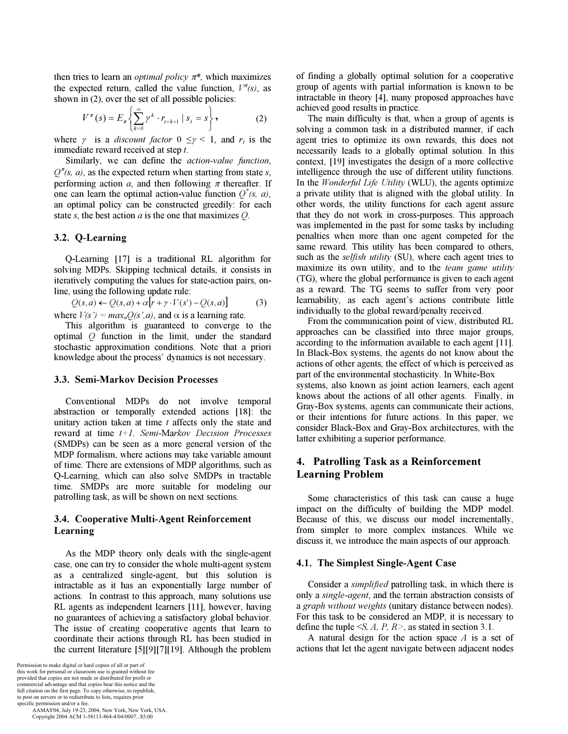then tries to learn an *optimal policy* $\pi$*, which maximizes the expected return, called the value function, $V^{\pi}(s)$, as shown in (2), over the set of all possible policies:

$$V^{\pi}(s) = E_{\pi}\left\{\sum_{k=0}^{\infty} \gamma^k \cdot r_{t+k+1} \mid s_t = s\right\}, \qquad (2)$$

where $\gamma$ is a *discount factor* $0 \leq \gamma < 1$, and $r_t$ is the immediate reward received at step *t*.

Similarly, we can define the *action-value function*, $Q^{\pi}(s, a)$, as the expected return when starting from state *s*, performing action *a*, and then following $\pi$ thereafter. If one can learn the optimal action-value function $Q^{*}(s, a)$, an optimal policy can be constructed greedily: for each state *s*, the best action *a* is the one that maximizes *Q*.

### 3.2. Q-Learning

Q-Learning [17] is a traditional RL algorithm for solving MDPs. Skipping technical details, it consists in iteratively computing the values for state-action pairs, on-line, using the following update rule:

$$Q(s,a) \leftarrow Q(s,a) + \alpha\left[r + \gamma \cdot V(s') - Q(s,a)\right] \qquad (3)$$

where $V(s') = max_a Q(s',a)$, and $\alpha$ is a learning rate.

This algorithm is guaranteed to converge to the optimal *Q* function in the limit, under the standard stochastic approximation conditions. Note that a priori knowledge about the process' dynamics is not necessary.

### 3.3. Semi-Markov Decision Processes

Conventional MDPs do not involve temporal abstraction or temporally extended actions [18]: the unitary action taken at time *t* affects only the state and reward at time *t+1*. *Semi-Markov Decision Processes* (SMDPs) can be seen as a more general version of the MDP formalism, where actions may take variable amount of time. There are extensions of MDP algorithms, such as Q-Learning, which can also solve SMDPs in tractable time. SMDPs are more suitable for modeling our patrolling task, as will be shown on next sections.

### 3.4. Cooperative Multi-Agent Reinforcement Learning

As the MDP theory only deals with the single-agent case, one can try to consider the whole multi-agent system as a centralized single-agent, but this solution is intractable as it has an exponentially large number of actions. In contrast to this approach, many solutions use RL agents as independent learners [11], however, having no guarantees of achieving a satisfactory global behavior. The issue of creating cooperative agents that learn to coordinate their actions through RL has been studied in the current literature [5][9][7][19]. Although the problem of finding a globally optimal solution for a cooperative group of agents with partial information is known to be intractable in theory [4], many proposed approaches have achieved good results in practice.

The main difficulty is that, when a group of agents is solving a common task in a distributed manner, if each agent tries to optimize its own rewards, this does not necessarily leads to a globally optimal solution. In this context, [19] investigates the design of a more collective intelligence through the use of different utility functions. In the *Wonderful Life Utility* (WLU), the agents optimize a private utility that is aligned with the global utility. In other words, the utility functions for each agent assure that they do not work in cross-purposes. This approach was implemented in the past for some tasks by including penalties when more than one agent competed for the same reward. This utility has been compared to others, such as the *selfish utility* (SU), where each agent tries to maximize its own utility, and to the *team game utility* (TG), where the global performance is given to each agent as a reward. The TG seems to suffer from very poor learnability, as each agent's actions contribute little individually to the global reward/penalty received.

From the communication point of view, distributed RL approaches can be classified into three major groups, according to the information available to each agent [11]. In Black-Box systems, the agents do not know about the actions of other agents, the effect of which is perceived as part of the environmental stochasticity. In White-Box systems, also known as joint action learners, each agent knows about the actions of all other agents. Finally, in Gray-Box systems, agents can communicate their actions, or their intentions for future actions. In this paper, we consider Black-Box and Gray-Box architectures, with the latter exhibiting a superior performance.

## 4. Patrolling Task as a Reinforcement Learning Problem

Some characteristics of this task can cause a huge impact on the difficulty of building the MDP model. Because of this, we discuss our model incrementally, from simpler to more complex instances. While we discuss it, we introduce the main aspects of our approach.

### 4.1. The Simplest Single-Agent Case

Consider a *simplified* patrolling task, in which there is only a *single-agent*, and the terrain abstraction consists of a *graph without weights* (unitary distance between nodes). For this task to be considered an MDP, it is necessary to define the tuple <*S, A, P, R*>, as stated in section 3.1.

A natural design for the action space *A* is a set of actions that let the agent navigate between adjacent nodes

Permission to make digital or hard copies of all or part of this work for personal or classroom use is granted without fee provided that copies are not made or distributed for profit or commercial advantage and that copies bear this notice and the full citation on the first page. To copy otherwise, to republish, to post on servers or to redistribute to lists, requires prior specific permission and/or a fee.
AAMAS'04, July 19-23, 2004, New York, New York, USA.
Copyright 2004 ACM 1-58113-864-4/04/0007...$5.00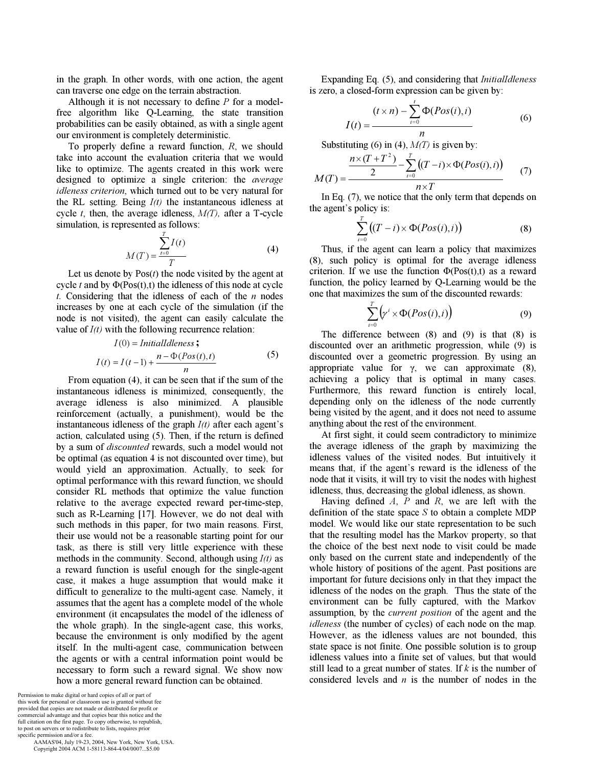in the graph. In other words, with one action, the agent can traverse one edge on the terrain abstraction.

Although it is not necessary to define $P$ for a model-free algorithm like Q-Learning, the state transition probabilities can be easily obtained, as with a single agent our environment is completely deterministic.

To properly define a reward function, $R$, we should take into account the evaluation criteria that we would like to optimize. The agents created in this work were designed to optimize a single criterion: the *average idleness criterion*, which turned out to be very natural for the RL setting. Being $I(t)$ the instantaneous idleness at cycle $t$, then, the average idleness, $M(T)$, after a T-cycle simulation, is represented as follows:

$$M(T) = \frac{\sum_{t=0}^{T} I(t)}{T} \tag{4}$$

Let us denote by Pos($t$) the node visited by the agent at cycle $t$ and by $\Phi(Pos(t),t)$ the idleness of this node at cycle $t$. Considering that the idleness of each of the $n$ nodes increases by one at each cycle of the simulation (if the node is not visited), the agent can easily calculate the value of $I(t)$ with the following recurrence relation:

$$I(0) = InitialIdleness\,;$$
$$I(t) = I(t-1) + \frac{n - \Phi(Pos(t),t)}{n} \tag{5}$$

From equation (4), it can be seen that if the sum of the instantaneous idleness is minimized, consequently, the average idleness is also minimized. A plausible reinforcement (actually, a punishment), would be the instantaneous idleness of the graph $I(t)$ after each agent's action, calculated using (5). Then, if the return is defined by a sum of *discounted* rewards, such a model would not be optimal (as equation 4 is not discounted over time), but would yield an approximation. Actually, to seek for optimal performance with this reward function, we should consider RL methods that optimize the value function relative to the average expected reward per-time-step, such as R-Learning [17]. However, we do not deal with such methods in this paper, for two main reasons. First, their use would not be a reasonable starting point for our task, as there is still very little experience with these methods in the community. Second, although using $I(t)$ as a reward function is useful enough for the single-agent case, it makes a huge assumption that would make it difficult to generalize to the multi-agent case. Namely, it assumes that the agent has a complete model of the whole environment (it encapsulates the model of the idleness of the whole graph). In the single-agent case, this works, because the environment is only modified by the agent itself. In the multi-agent case, communication between the agents or with a central information point would be necessary to form such a reward signal. We show now how a more general reward function can be obtained.

Expanding Eq. (5), and considering that *InitialIdleness* is zero, a closed-form expression can be given by:

$$I(t) = \frac{(t \times n) - \sum_{i=0}^{t} \Phi(Pos(i),i)}{n} \tag{6}$$

Substituting (6) in (4), $M(T)$ is given by:

$$M(T) = \frac{\dfrac{n \times (T + T^2)}{2} - \sum_{i=0}^{T} \big((T-i) \times \Phi(Pos(i),i)\big)}{n \times T} \tag{7}$$

In Eq. (7), we notice that the only term that depends on the agent's policy is:

$$\sum_{i=0}^{T} \big((T-i) \times \Phi(Pos(i),i)\big) \tag{8}$$

Thus, if the agent can learn a policy that maximizes (8), such policy is optimal for the average idleness criterion. If we use the function $\Phi(Pos(t),t)$ as a reward function, the policy learned by Q-Learning would be the one that maximizes the sum of the discounted rewards:

$$\sum_{i=0}^{T} \big(\gamma^i \times \Phi(Pos(i),i)\big) \tag{9}$$

The difference between (8) and (9) is that (8) is discounted over an arithmetic progression, while (9) is discounted over a geometric progression. By using an appropriate value for $\gamma$, we can approximate (8), achieving a policy that is optimal in many cases. Furthermore, this reward function is entirely local, depending only on the idleness of the node currently being visited by the agent, and it does not need to assume anything about the rest of the environment.

At first sight, it could seem contradictory to minimize the average idleness of the graph by maximizing the idleness values of the visited nodes. But intuitively it means that, if the agent's reward is the idleness of the node that it visits, it will try to visit the nodes with highest idleness, thus, decreasing the global idleness, as shown.

Having defined $A$, $P$ and $R$, we are left with the definition of the state space $S$ to obtain a complete MDP model. We would like our state representation to be such that the resulting model has the Markov property, so that the choice of the best next node to visit could be made only based on the current state and independently of the whole history of positions of the agent. Past positions are important for future decisions only in that they impact the idleness of the nodes on the graph. Thus the state of the environment can be fully captured, with the Markov assumption, by the *current position* of the agent and the *idleness* (the number of cycles) of each node on the map. However, as the idleness values are not bounded, this state space is not finite. One possible solution is to group idleness values into a finite set of values, but that would still lead to a great number of states. If $k$ is the number of considered levels and $n$ is the number of nodes in the

Permission to make digital or hard copies of all or part of this work for personal or classroom use is granted without fee provided that copies are not made or distributed for profit or commercial advantage and that copies bear this notice and the full citation on the first page. To copy otherwise, to republish, to post on servers or to redistribute to lists, requires prior specific permission and/or a fee.
AAMAS'04, July 19-23, 2004, New York, New York, USA.
Copyright 2004 ACM 1-58113-864-4/04/0007...$5.00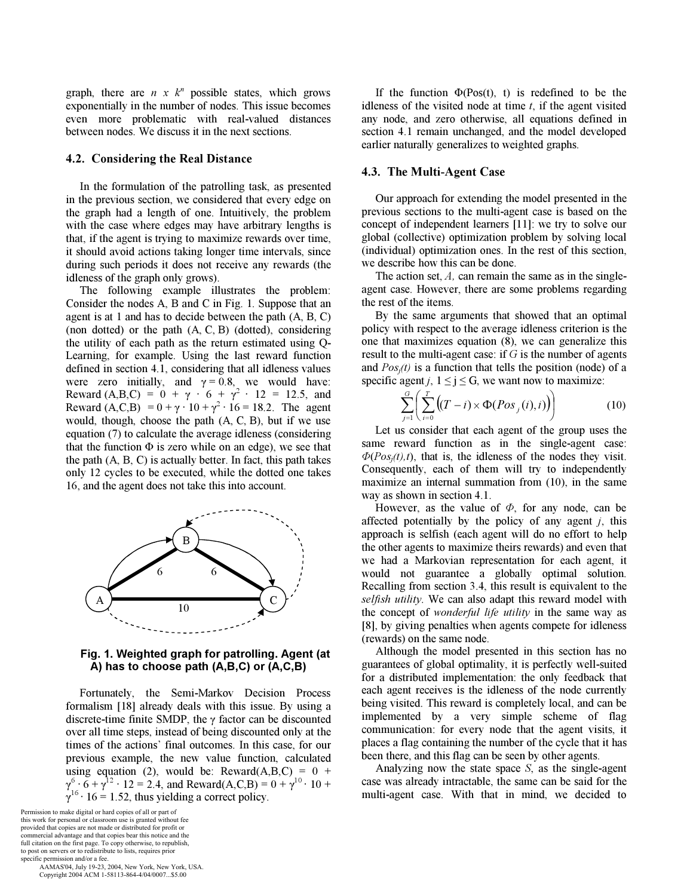graph, there are $n \times k^n$ possible states, which grows exponentially in the number of nodes. This issue becomes even more problematic with real-valued distances between nodes. We discuss it in the next sections.

### 4.2. Considering the Real Distance

In the formulation of the patrolling task, as presented in the previous section, we considered that every edge on the graph had a length of one. Intuitively, the problem with the case where edges may have arbitrary lengths is that, if the agent is trying to maximize rewards over time, it should avoid actions taking longer time intervals, since during such periods it does not receive any rewards (the idleness of the graph only grows).

The following example illustrates the problem: Consider the nodes A, B and C in Fig. 1. Suppose that an agent is at 1 and has to decide between the path (A, B, C) (non dotted) or the path (A, C, B) (dotted), considering the utility of each path as the return estimated using Q-Learning, for example. Using the last reward function defined in section 4.1, considering that all idleness values were zero initially, and $\gamma = 0.8$, we would have: Reward (A,B,C) $= 0 + \gamma \cdot 6 + \gamma^2 \cdot 12 = 12.5$, and Reward (A,C,B) $= 0 + \gamma \cdot 10 + \gamma^2 \cdot 16 = 18.2$. The agent would, though, choose the path (A, C, B), but if we use equation (7) to calculate the average idleness (considering that the function $\Phi$ is zero while on an edge), we see that the path (A, B, C) is actually better. In fact, this path takes only 12 cycles to be executed, while the dotted one takes 16, and the agent does not take this into account.

**Fig. 1. Weighted graph for patrolling. Agent (at A) has to choose path (A,B,C) or (A,C,B)**

Fortunately, the Semi-Markov Decision Process formalism [18] already deals with this issue. By using a discrete-time finite SMDP, the $\gamma$ factor can be discounted over all time steps, instead of being discounted only at the times of the actions' final outcomes. In this case, for our previous example, the new value function, calculated using equation (2), would be: Reward(A,B,C) $= 0 + \gamma^6 \cdot 6 + \gamma^{12} \cdot 12 = 2.4$, and Reward(A,C,B) $= 0 + \gamma^{10} \cdot 10 + \gamma^{16} \cdot 16 = 1.52$, thus yielding a correct policy.

If the function $\Phi(Pos(t), t)$ is redefined to be the idleness of the visited node at time $t$, if the agent visited any node, and zero otherwise, all equations defined in section 4.1 remain unchanged, and the model developed earlier naturally generalizes to weighted graphs.

### 4.3. The Multi-Agent Case

Our approach for extending the model presented in the previous sections to the multi-agent case is based on the concept of independent learners [11]: we try to solve our global (collective) optimization problem by solving local (individual) optimization ones. In the rest of this section, we describe how this can be done.

The action set, $A$, can remain the same as in the single-agent case. However, there are some problems regarding the rest of the items.

By the same arguments that showed that an optimal policy with respect to the average idleness criterion is the one that maximizes equation (8), we can generalize this result to the multi-agent case: if $G$ is the number of agents and $Pos_j(t)$ is a function that tells the position (node) of a specific agent $j$, $1 \leq j \leq G$, we want now to maximize:

$$\sum_{j=1}^{G}\left(\sum_{i=0}^{T}\left((T-i)\times\Phi(Pos_j(i),i)\right)\right) \tag{10}$$

Let us consider that each agent of the group uses the same reward function as in the single-agent case: $\Phi(Pos_j(t),t)$, that is, the idleness of the nodes they visit. Consequently, each of them will try to independently maximize an internal summation from (10), in the same way as shown in section 4.1.

However, as the value of $\Phi$, for any node, can be affected potentially by the policy of any agent $j$, this approach is selfish (each agent will do no effort to help the other agents to maximize theirs rewards) and even that we had a Markovian representation for each agent, it would not guarantee a globally optimal solution. Recalling from section 3.4, this result is equivalent to the *selfish utility*. We can also adapt this reward model with the concept of *wonderful life utility* in the same way as [8], by giving penalties when agents compete for idleness (rewards) on the same node.

Although the model presented in this section has no guarantees of global optimality, it is perfectly well-suited for a distributed implementation: the only feedback that each agent receives is the idleness of the node currently being visited. This reward is completely local, and can be implemented by a very simple scheme of flag communication: for every node that the agent visits, it places a flag containing the number of the cycle that it has been there, and this flag can be seen by other agents.

Analyzing now the state space $S$, as the single-agent case was already intractable, the same can be said for the multi-agent case. With that in mind, we decided to

Permission to make digital or hard copies of all or part of this work for personal or classroom use is granted without fee provided that copies are not made or distributed for profit or commercial advantage and that copies bear this notice and the full citation on the first page. To copy otherwise, to republish, to post on servers or to redistribute to lists, requires prior specific permission and/or a fee.
AAMAS'04, July 19-23, 2004, New York, New York, USA.
Copyright 2004 ACM 1-58113-864-4/04/0007...$5.00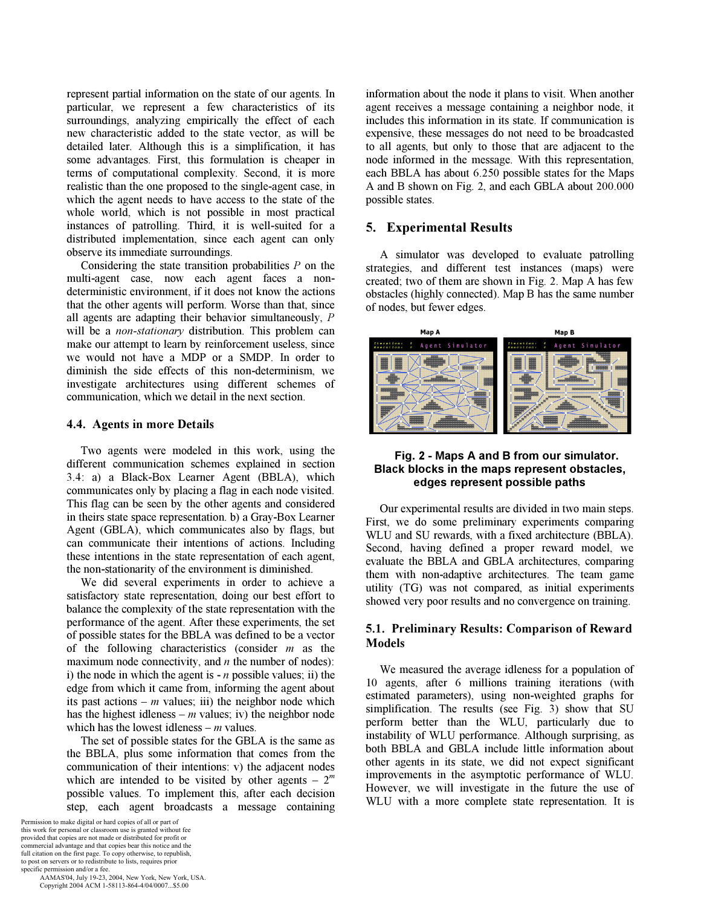represent partial information on the state of our agents. In particular, we represent a few characteristics of its surroundings, analyzing empirically the effect of each new characteristic added to the state vector, as will be detailed later. Although this is a simplification, it has some advantages. First, this formulation is cheaper in terms of computational complexity. Second, it is more realistic than the one proposed to the single-agent case, in which the agent needs to have access to the state of the whole world, which is not possible in most practical instances of patrolling. Third, it is well-suited for a distributed implementation, since each agent can only observe its immediate surroundings.

Considering the state transition probabilities $P$ on the multi-agent case, now each agent faces a non-deterministic environment, if it does not know the actions that the other agents will perform. Worse than that, since all agents are adapting their behavior simultaneously, $P$ will be a *non-stationary* distribution. This problem can make our attempt to learn by reinforcement useless, since we would not have a MDP or a SMDP. In order to diminish the side effects of this non-determinism, we investigate architectures using different schemes of communication, which we detail in the next section.

### 4.4. Agents in more Details

Two agents were modeled in this work, using the different communication schemes explained in section 3.4: a) a Black-Box Learner Agent (BBLA), which communicates only by placing a flag in each node visited. This flag can be seen by the other agents and considered in theirs state space representation. b) a Gray-Box Learner Agent (GBLA), which communicates also by flags, but can communicate their intentions of actions. Including these intentions in the state representation of each agent, the non-stationarity of the environment is diminished.

We did several experiments in order to achieve a satisfactory state representation, doing our best effort to balance the complexity of the state representation with the performance of the agent. After these experiments, the set of possible states for the BBLA was defined to be a vector of the following characteristics (consider $m$ as the maximum node connectivity, and $n$ the number of nodes): i) the node in which the agent is - $n$ possible values; ii) the edge from which it came from, informing the agent about its past actions – $m$ values; iii) the neighbor node which has the highest idleness – $m$ values; iv) the neighbor node which has the lowest idleness – $m$ values.

The set of possible states for the GBLA is the same as the BBLA, plus some information that comes from the communication of their intentions: v) the adjacent nodes which are intended to be visited by other agents – $2^m$ possible values. To implement this, after each decision step, each agent broadcasts a message containing information about the node it plans to visit. When another agent receives a message containing a neighbor node, it includes this information in its state. If communication is expensive, these messages do not need to be broadcasted to all agents, but only to those that are adjacent to the node informed in the message. With this representation, each BBLA has about 6.250 possible states for the Maps A and B shown on Fig. 2, and each GBLA about 200.000 possible states.

## 5. Experimental Results

A simulator was developed to evaluate patrolling strategies, and different test instances (maps) were created; two of them are shown in Fig. 2. Map A has few obstacles (highly connected). Map B has the same number of nodes, but fewer edges.

**Fig. 2 - Maps A and B from our simulator. Black blocks in the maps represent obstacles, edges represent possible paths**

Our experimental results are divided in two main steps. First, we do some preliminary experiments comparing WLU and SU rewards, with a fixed architecture (BBLA). Second, having defined a proper reward model, we evaluate the BBLA and GBLA architectures, comparing them with non-adaptive architectures. The team game utility (TG) was not compared, as initial experiments showed very poor results and no convergence on training.

### 5.1. Preliminary Results: Comparison of Reward Models

We measured the average idleness for a population of 10 agents, after 6 millions training iterations (with estimated parameters), using non-weighted graphs for simplification. The results (see Fig. 3) show that SU perform better than the WLU, particularly due to instability of WLU performance. Although surprising, as both BBLA and GBLA include little information about other agents in its state, we did not expect significant improvements in the asymptotic performance of WLU. However, we will investigate in the future the use of WLU with a more complete state representation. It is

Permission to make digital or hard copies of all or part of this work for personal or classroom use is granted without fee provided that copies are not made or distributed for profit or commercial advantage and that copies bear this notice and the full citation on the first page. To copy otherwise, to republish, to post on servers or to redistribute to lists, requires prior specific permission and/or a fee.
AAMAS'04, July 19-23, 2004, New York, New York, USA.
Copyright 2004 ACM 1-58113-864-4/04/0007...$5.00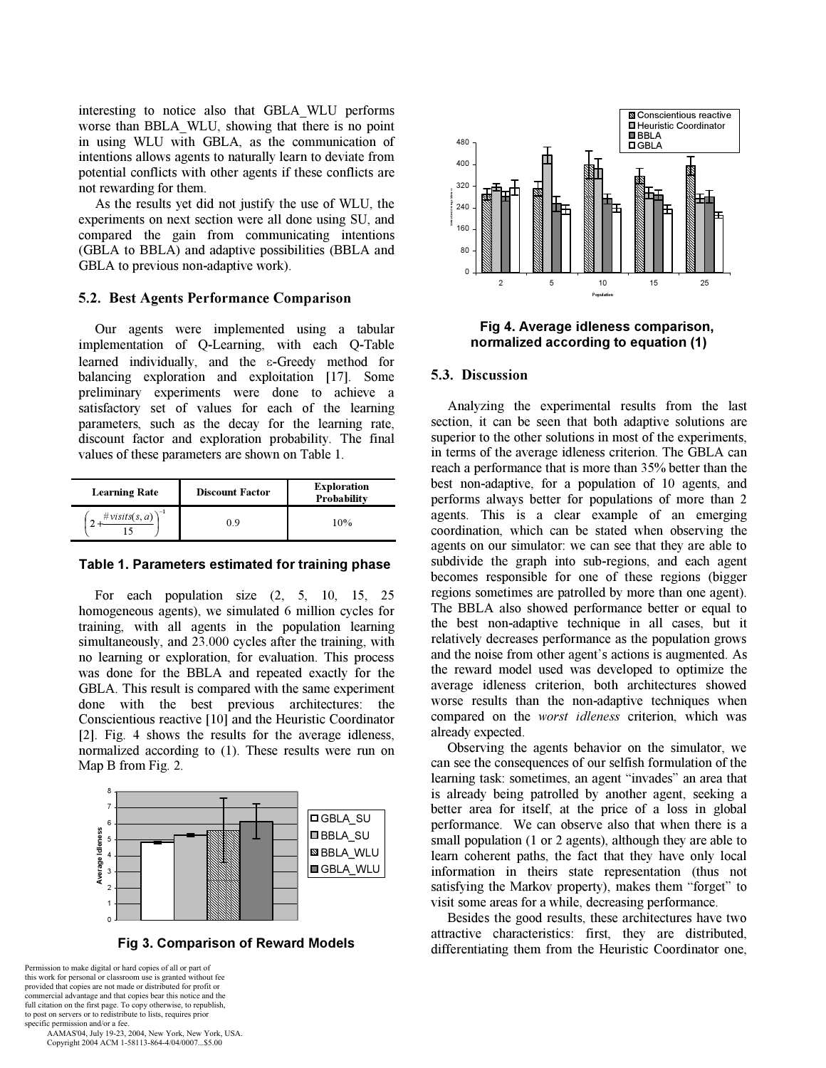interesting to notice also that GBLA_WLU performs worse than BBLA_WLU, showing that there is no point in using WLU with GBLA, as the communication of intentions allows agents to naturally learn to deviate from potential conflicts with other agents if these conflicts are not rewarding for them.

As the results yet did not justify the use of WLU, the experiments on next section were all done using SU, and compared the gain from communicating intentions (GBLA to BBLA) and adaptive possibilities (BBLA and GBLA to previous non-adaptive work).

### 5.2. Best Agents Performance Comparison

Our agents were implemented using a tabular implementation of Q-Learning, with each Q-Table learned individually, and the ε-Greedy method for balancing exploration and exploitation [17]. Some preliminary experiments were done to achieve a satisfactory set of values for each of the learning parameters, such as the decay for the learning rate, discount factor and exploration probability. The final values of these parameters are shown on Table 1.

| Learning Rate | Discount Factor | Exploration Probability |
|---|---|---|
| $\left(2+\frac{\#visits(s,a)}{15}\right)^{-1}$ | 0.9 | 10% |

**Table 1. Parameters estimated for training phase**

For each population size (2, 5, 10, 15, 25 homogeneous agents), we simulated 6 million cycles for training, with all agents in the population learning simultaneously, and 23.000 cycles after the training, with no learning or exploration, for evaluation. This process was done for the BBLA and repeated exactly for the GBLA. This result is compared with the same experiment done with the best previous architectures: the Conscientious reactive [10] and the Heuristic Coordinator [2]. Fig. 4 shows the results for the average idleness, normalized according to (1). These results were run on Map B from Fig. 2.

**Fig 3. Comparison of Reward Models**

**Fig 4. Average idleness comparison, normalized according to equation (1)**

### 5.3. Discussion

Analyzing the experimental results from the last section, it can be seen that both adaptive solutions are superior to the other solutions in most of the experiments, in terms of the average idleness criterion. The GBLA can reach a performance that is more than 35% better than the best non-adaptive, for a population of 10 agents, and performs always better for populations of more than 2 agents. This is a clear example of an emerging coordination, which can be stated when observing the agents on our simulator: we can see that they are able to subdivide the graph into sub-regions, and each agent becomes responsible for one of these regions (bigger regions sometimes are patrolled by more than one agent). The BBLA also showed performance better or equal to the best non-adaptive technique in all cases, but it relatively decreases performance as the population grows and the noise from other agent's actions is augmented. As the reward model used was developed to optimize the average idleness criterion, both architectures showed worse results than the non-adaptive techniques when compared on the *worst idleness* criterion, which was already expected.

Observing the agents behavior on the simulator, we can see the consequences of our selfish formulation of the learning task: sometimes, an agent "invades" an area that is already being patrolled by another agent, seeking a better area for itself, at the price of a loss in global performance. We can observe also that when there is a small population (1 or 2 agents), although they are able to learn coherent paths, the fact that they have only local information in theirs state representation (thus not satisfying the Markov property), makes them "forget" to visit some areas for a while, decreasing performance.

Besides the good results, these architectures have two attractive characteristics: first, they are distributed, differentiating them from the Heuristic Coordinator one,

Permission to make digital or hard copies of all or part of this work for personal or classroom use is granted without fee provided that copies are not made or distributed for profit or commercial advantage and that copies bear this notice and the full citation on the first page. To copy otherwise, to republish, to post on servers or to redistribute to lists, requires prior specific permission and/or a fee.
AAMAS'04, July 19-23, 2004, New York, New York, USA.
Copyright 2004 ACM 1-58113-864-4/04/0007...$5.00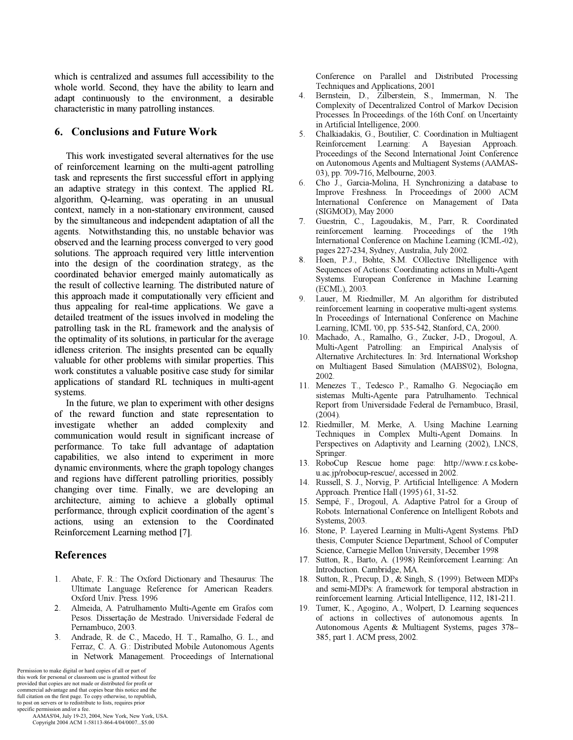which is centralized and assumes full accessibility to the whole world. Second, they have the ability to learn and adapt continuously to the environment, a desirable characteristic in many patrolling instances.

## 6. Conclusions and Future Work

This work investigated several alternatives for the use of reinforcement learning on the multi-agent patrolling task and represents the first successful effort in applying an adaptive strategy in this context. The applied RL algorithm, Q-learning, was operating in an unusual context, namely in a non-stationary environment, caused by the simultaneous and independent adaptation of all the agents. Notwithstanding this, no unstable behavior was observed and the learning process converged to very good solutions. The approach required very little intervention into the design of the coordination strategy, as the coordinated behavior emerged mainly automatically as the result of collective learning. The distributed nature of this approach made it computationally very efficient and thus appealing for real-time applications. We gave a detailed treatment of the issues involved in modeling the patrolling task in the RL framework and the analysis of the optimality of its solutions, in particular for the average idleness criterion. The insights presented can be equally valuable for other problems with similar properties. This work constitutes a valuable positive case study for similar applications of standard RL techniques in multi-agent systems.

In the future, we plan to experiment with other designs of the reward function and state representation to investigate whether an added complexity and communication would result in significant increase of performance. To take full advantage of adaptation capabilities, we also intend to experiment in more dynamic environments, where the graph topology changes and regions have different patrolling priorities, possibly changing over time. Finally, we are developing an architecture, aiming to achieve a globally optimal performance, through explicit coordination of the agent's actions, using an extension to the Coordinated Reinforcement Learning method [7].

## References

1. Abate, F. R.: The Oxford Dictionary and Thesaurus: The Ultimate Language Reference for American Readers. Oxford Univ. Press. 1996
2. Almeida, A. Patrulhamento Multi-Agente em Grafos com Pesos. Dissertação de Mestrado. Universidade Federal de Pernambuco, 2003.
3. Andrade, R. de C., Macedo, H. T., Ramalho, G. L., and Ferraz, C. A. G.: Distributed Mobile Autonomous Agents in Network Management. Proceedings of International Conference on Parallel and Distributed Processing Techniques and Applications, 2001
4. Bernstein, D., Zilberstein, S., Immerman, N. The Complexity of Decentralized Control of Markov Decision Processes. In Proceedings. of the 16th Conf. on Uncertainty in Artificial Intelligence, 2000.
5. Chalkiadakis, G., Boutilier, C. Coordination in Multiagent Reinforcement Learning: A Bayesian Approach. Proceedings of the Second International Joint Conference on Autonomous Agents and Multiagent Systems (AAMAS-03), pp. 709-716, Melbourne, 2003.
6. Cho J., Garcia-Molina, H. Synchronizing a database to Improve Freshness. In Proceedings of 2000 ACM International Conference on Management of Data (SIGMOD), May 2000
7. Guestrin, C., Lagoudakis, M., Parr, R. Coordinated reinforcement learning. Proceedings of the 19th International Conference on Machine Learning (ICML-02), pages 227-234, Sydney, Australia, July 2002.
8. Hoen, P.J., Bohte, S.M. COllective INtelligence with Sequences of Actions: Coordinating actions in Multi-Agent Systems. European Conference in Machine Learning (ECML), 2003.
9. Lauer, M. Riedmiller, M. An algorithm for distributed reinforcement learning in cooperative multi-agent systems. In Proceedings of International Conference on Machine Learning, ICML '00, pp. 535-542, Stanford, CA, 2000.
10. Machado, A., Ramalho, G., Zucker, J-D., Drogoul, A. Multi-Agent Patrolling: an Empirical Analysis of Alternative Architectures. In: 3rd. International Workshop on Multiagent Based Simulation (MABS'02), Bologna, 2002.
11. Menezes T., Tedesco P., Ramalho G. Negociação em sistemas Multi-Agente para Patrulhamento. Technical Report from Universidade Federal de Pernambuco, Brasil, (2004).
12. Riedmiller, M. Merke, A. Using Machine Learning Techniques in Complex Multi-Agent Domains. In Perspectives on Adaptivity and Learning (2002), LNCS, Springer.
13. RoboCup Rescue home page: http://www.r.cs.kobe-u.ac.jp/robocup-rescue/, accessed in 2002.
14. Russell, S. J., Norvig, P. Artificial Intelligence: A Modern Approach. Prentice Hall (1995) 61, 31-52.
15. Sempé, F., Drogoul, A. Adaptive Patrol for a Group of Robots. International Conference on Intelligent Robots and Systems, 2003.
16. Stone, P. Layered Learning in Multi-Agent Systems. PhD thesis, Computer Science Department, School of Computer Science, Carnegie Mellon University, December 1998
17. Sutton, R., Barto, A. (1998) Reinforcement Learning: An Introduction. Cambridge, MA.
18. Sutton, R., Precup, D., & Singh, S. (1999). Between MDPs and semi-MDPs: A framework for temporal abstraction in reinforcement learning. Articial Intelligence, 112, 181-211.
19. Tumer, K., Agogino, A., Wolpert, D. Learning sequences of actions in collectives of autonomous agents. In Autonomous Agents & Multiagent Systems, pages 378–385, part 1. ACM press, 2002.

Permission to make digital or hard copies of all or part of this work for personal or classroom use is granted without fee provided that copies are not made or distributed for profit or commercial advantage and that copies bear this notice and the full citation on the first page. To copy otherwise, to republish, to post on servers or to redistribute to lists, requires prior specific permission and/or a fee.
AAMAS'04, July 19-23, 2004, New York, New York, USA.
Copyright 2004 ACM 1-58113-864-4/04/0007...$5.00